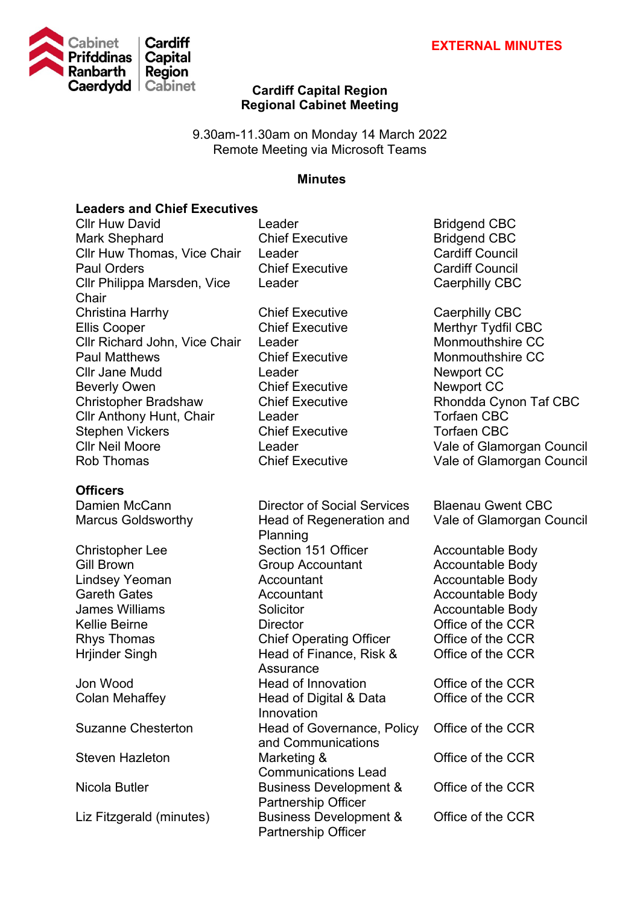**EXTERNAL MINUTES**

# Cardiff Capital Region
# Regional Cabinet Meeting

9.30am-11.30am on Monday 14 March 2022
Remote Meeting via Microsoft Teams

## Minutes

### Leaders and Chief Executives

| | | |
|---|---|---|
| Cllr Huw David | Leader | Bridgend CBC |
| Mark Shephard | Chief Executive | Bridgend CBC |
| Cllr Huw Thomas, Vice Chair | Leader | Cardiff Council |
| Paul Orders | Chief Executive | Cardiff Council |
| Cllr Philippa Marsden, Vice Chair | Leader | Caerphilly CBC |
| Christina Harrhy | Chief Executive | Caerphilly CBC |
| Ellis Cooper | Chief Executive | Merthyr Tydfil CBC |
| Cllr Richard John, Vice Chair | Leader | Monmouthshire CC |
| Paul Matthews | Chief Executive | Monmouthshire CC |
| Cllr Jane Mudd | Leader | Newport CC |
| Beverly Owen | Chief Executive | Newport CC |
| Christopher Bradshaw | Chief Executive | Rhondda Cynon Taf CBC |
| Cllr Anthony Hunt, Chair | Leader | Torfaen CBC |
| Stephen Vickers | Chief Executive | Torfaen CBC |
| Cllr Neil Moore | Leader | Vale of Glamorgan Council |
| Rob Thomas | Chief Executive | Vale of Glamorgan Council |

### Officers

| | | |
|---|---|---|
| Damien McCann | Director of Social Services | Blaenau Gwent CBC |
| Marcus Goldsworthy | Head of Regeneration and Planning | Vale of Glamorgan Council |
| Christopher Lee | Section 151 Officer | Accountable Body |
| Gill Brown | Group Accountant | Accountable Body |
| Lindsey Yeoman | Accountant | Accountable Body |
| Gareth Gates | Accountant | Accountable Body |
| James Williams | Solicitor | Accountable Body |
| Kellie Beirne | Director | Office of the CCR |
| Rhys Thomas | Chief Operating Officer | Office of the CCR |
| Hrjinder Singh | Head of Finance, Risk & Assurance | Office of the CCR |
| Jon Wood | Head of Innovation | Office of the CCR |
| Colan Mehaffey | Head of Digital & Data Innovation | Office of the CCR |
| Suzanne Chesterton | Head of Governance, Policy and Communications | Office of the CCR |
| Steven Hazleton | Marketing & Communications Lead | Office of the CCR |
| Nicola Butler | Business Development & Partnership Officer | Office of the CCR |
| Liz Fitzgerald (minutes) | Business Development & Partnership Officer | Office of the CCR |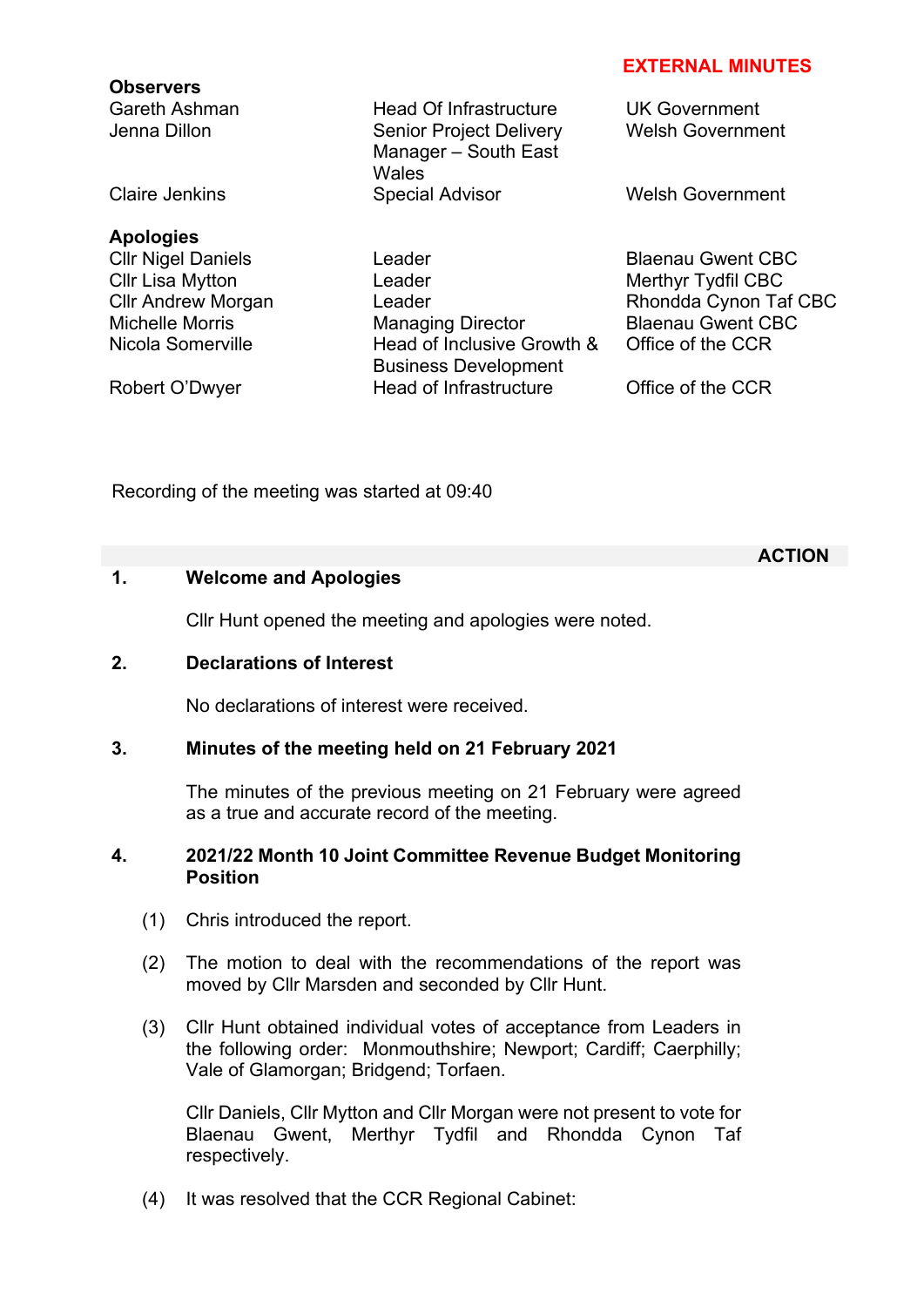**EXTERNAL MINUTES**

**Observers**

| | | |
|---|---|---|
| Gareth Ashman | Head Of Infrastructure | UK Government |
| Jenna Dillon | Senior Project Delivery Manager – South East Wales | Welsh Government |
| Claire Jenkins | Special Advisor | Welsh Government |

**Apologies**

| | | |
|---|---|---|
| Cllr Nigel Daniels | Leader | Blaenau Gwent CBC |
| Cllr Lisa Mytton | Leader | Merthyr Tydfil CBC |
| Cllr Andrew Morgan | Leader | Rhondda Cynon Taf CBC |
| Michelle Morris | Managing Director | Blaenau Gwent CBC |
| Nicola Somerville | Head of Inclusive Growth & Business Development | Office of the CCR |
| Robert O'Dwyer | Head of Infrastructure | Office of the CCR |

Recording of the meeting was started at 09:40

**ACTION**

**1. Welcome and Apologies**

Cllr Hunt opened the meeting and apologies were noted.

**2. Declarations of Interest**

No declarations of interest were received.

**3. Minutes of the meeting held on 21 February 2021**

The minutes of the previous meeting on 21 February were agreed as a true and accurate record of the meeting.

**4. 2021/22 Month 10 Joint Committee Revenue Budget Monitoring Position**

(1) Chris introduced the report.

(2) The motion to deal with the recommendations of the report was moved by Cllr Marsden and seconded by Cllr Hunt.

(3) Cllr Hunt obtained individual votes of acceptance from Leaders in the following order: Monmouthshire; Newport; Cardiff; Caerphilly; Vale of Glamorgan; Bridgend; Torfaen.

Cllr Daniels, Cllr Mytton and Cllr Morgan were not present to vote for Blaenau Gwent, Merthyr Tydfil and Rhondda Cynon Taf respectively.

(4) It was resolved that the CCR Regional Cabinet: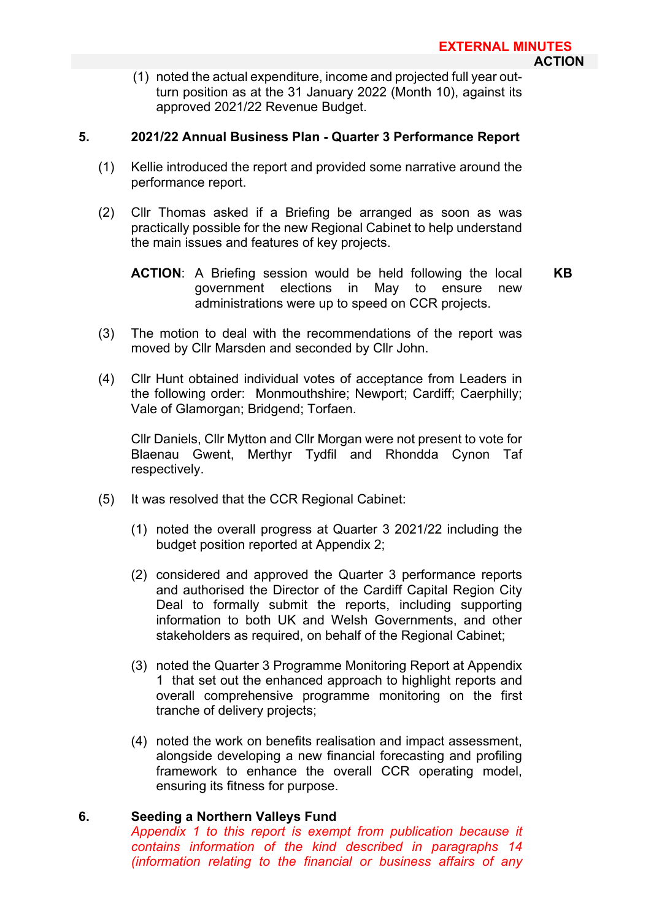(1) noted the actual expenditure, income and projected full year out-turn position as at the 31 January 2022 (Month 10), against its approved 2021/22 Revenue Budget.

**5. 2021/22 Annual Business Plan - Quarter 3 Performance Report**

(1) Kellie introduced the report and provided some narrative around the performance report.

(2) Cllr Thomas asked if a Briefing be arranged as soon as was practically possible for the new Regional Cabinet to help understand the main issues and features of key projects.

**ACTION**: A Briefing session would be held following the local government elections in May to ensure new administrations were up to speed on CCR projects. **KB**

(3) The motion to deal with the recommendations of the report was moved by Cllr Marsden and seconded by Cllr John.

(4) Cllr Hunt obtained individual votes of acceptance from Leaders in the following order: Monmouthshire; Newport; Cardiff; Caerphilly; Vale of Glamorgan; Bridgend; Torfaen.

Cllr Daniels, Cllr Mytton and Cllr Morgan were not present to vote for Blaenau Gwent, Merthyr Tydfil and Rhondda Cynon Taf respectively.

(5) It was resolved that the CCR Regional Cabinet:

(1) noted the overall progress at Quarter 3 2021/22 including the budget position reported at Appendix 2;

(2) considered and approved the Quarter 3 performance reports and authorised the Director of the Cardiff Capital Region City Deal to formally submit the reports, including supporting information to both UK and Welsh Governments, and other stakeholders as required, on behalf of the Regional Cabinet;

(3) noted the Quarter 3 Programme Monitoring Report at Appendix 1 that set out the enhanced approach to highlight reports and overall comprehensive programme monitoring on the first tranche of delivery projects;

(4) noted the work on benefits realisation and impact assessment, alongside developing a new financial forecasting and profiling framework to enhance the overall CCR operating model, ensuring its fitness for purpose.

**6. Seeding a Northern Valleys Fund**

*Appendix 1 to this report is exempt from publication because it contains information of the kind described in paragraphs 14 (information relating to the financial or business affairs of any*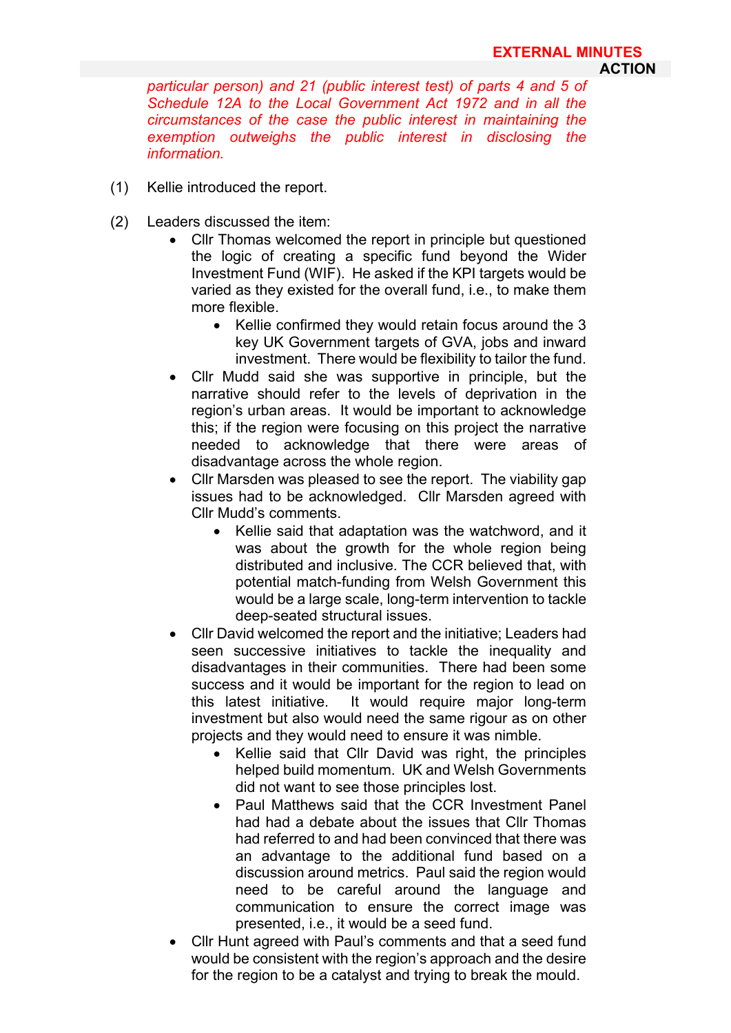*particular person) and 21 (public interest test) of parts 4 and 5 of Schedule 12A to the Local Government Act 1972 and in all the circumstances of the case the public interest in maintaining the exemption outweighs the public interest in disclosing the information.*

(1) Kellie introduced the report.

(2) Leaders discussed the item:

- Cllr Thomas welcomed the report in principle but questioned the logic of creating a specific fund beyond the Wider Investment Fund (WIF). He asked if the KPI targets would be varied as they existed for the overall fund, i.e., to make them more flexible.
    - Kellie confirmed they would retain focus around the 3 key UK Government targets of GVA, jobs and inward investment. There would be flexibility to tailor the fund.
- Cllr Mudd said she was supportive in principle, but the narrative should refer to the levels of deprivation in the region's urban areas. It would be important to acknowledge this; if the region were focusing on this project the narrative needed to acknowledge that there were areas of disadvantage across the whole region.
- Cllr Marsden was pleased to see the report. The viability gap issues had to be acknowledged. Cllr Marsden agreed with Cllr Mudd's comments.
    - Kellie said that adaptation was the watchword, and it was about the growth for the whole region being distributed and inclusive. The CCR believed that, with potential match-funding from Welsh Government this would be a large scale, long-term intervention to tackle deep-seated structural issues.
- Cllr David welcomed the report and the initiative; Leaders had seen successive initiatives to tackle the inequality and disadvantages in their communities. There had been some success and it would be important for the region to lead on this latest initiative. It would require major long-term investment but also would need the same rigour as on other projects and they would need to ensure it was nimble.
    - Kellie said that Cllr David was right, the principles helped build momentum. UK and Welsh Governments did not want to see those principles lost.
    - Paul Matthews said that the CCR Investment Panel had had a debate about the issues that Cllr Thomas had referred to and had been convinced that there was an advantage to the additional fund based on a discussion around metrics. Paul said the region would need to be careful around the language and communication to ensure the correct image was presented, i.e., it would be a seed fund.
- Cllr Hunt agreed with Paul's comments and that a seed fund would be consistent with the region's approach and the desire for the region to be a catalyst and trying to break the mould.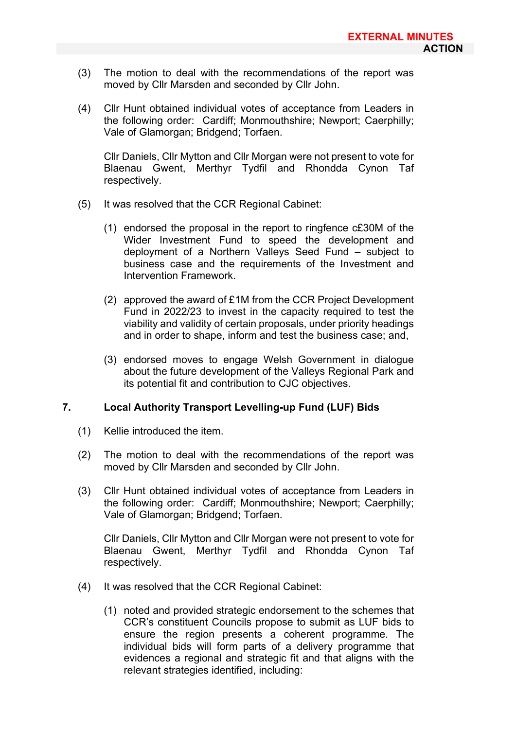(3) The motion to deal with the recommendations of the report was moved by Cllr Marsden and seconded by Cllr John.

(4) Cllr Hunt obtained individual votes of acceptance from Leaders in the following order: Cardiff; Monmouthshire; Newport; Caerphilly; Vale of Glamorgan; Bridgend; Torfaen.

Cllr Daniels, Cllr Mytton and Cllr Morgan were not present to vote for Blaenau Gwent, Merthyr Tydfil and Rhondda Cynon Taf respectively.

(5) It was resolved that the CCR Regional Cabinet:

(1) endorsed the proposal in the report to ringfence c£30M of the Wider Investment Fund to speed the development and deployment of a Northern Valleys Seed Fund – subject to business case and the requirements of the Investment and Intervention Framework.

(2) approved the award of £1M from the CCR Project Development Fund in 2022/23 to invest in the capacity required to test the viability and validity of certain proposals, under priority headings and in order to shape, inform and test the business case; and,

(3) endorsed moves to engage Welsh Government in dialogue about the future development of the Valleys Regional Park and its potential fit and contribution to CJC objectives.

**7. Local Authority Transport Levelling-up Fund (LUF) Bids**

(1) Kellie introduced the item.

(2) The motion to deal with the recommendations of the report was moved by Cllr Marsden and seconded by Cllr John.

(3) Cllr Hunt obtained individual votes of acceptance from Leaders in the following order: Cardiff; Monmouthshire; Newport; Caerphilly; Vale of Glamorgan; Bridgend; Torfaen.

Cllr Daniels, Cllr Mytton and Cllr Morgan were not present to vote for Blaenau Gwent, Merthyr Tydfil and Rhondda Cynon Taf respectively.

(4) It was resolved that the CCR Regional Cabinet:

(1) noted and provided strategic endorsement to the schemes that CCR's constituent Councils propose to submit as LUF bids to ensure the region presents a coherent programme. The individual bids will form parts of a delivery programme that evidences a regional and strategic fit and that aligns with the relevant strategies identified, including: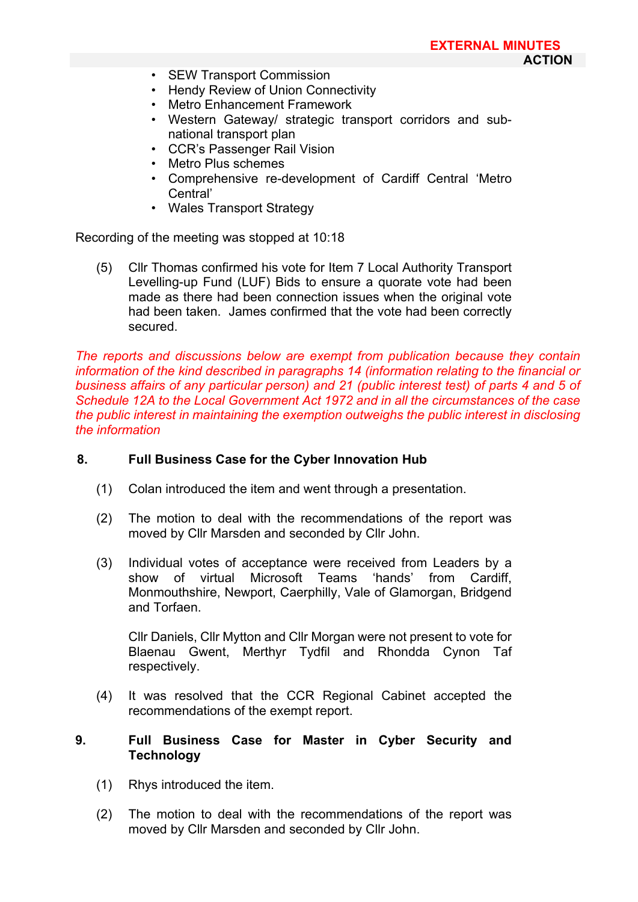- SEW Transport Commission
- Hendy Review of Union Connectivity
- Metro Enhancement Framework
- Western Gateway/ strategic transport corridors and sub-national transport plan
- CCR's Passenger Rail Vision
- Metro Plus schemes
- Comprehensive re-development of Cardiff Central 'Metro Central'
- Wales Transport Strategy

Recording of the meeting was stopped at 10:18

(5) Cllr Thomas confirmed his vote for Item 7 Local Authority Transport Levelling-up Fund (LUF) Bids to ensure a quorate vote had been made as there had been connection issues when the original vote had been taken. James confirmed that the vote had been correctly secured.

*The reports and discussions below are exempt from publication because they contain information of the kind described in paragraphs 14 (information relating to the financial or business affairs of any particular person) and 21 (public interest test) of parts 4 and 5 of Schedule 12A to the Local Government Act 1972 and in all the circumstances of the case the public interest in maintaining the exemption outweighs the public interest in disclosing the information*

**8. Full Business Case for the Cyber Innovation Hub**

(1) Colan introduced the item and went through a presentation.

(2) The motion to deal with the recommendations of the report was moved by Cllr Marsden and seconded by Cllr John.

(3) Individual votes of acceptance were received from Leaders by a show of virtual Microsoft Teams 'hands' from Cardiff, Monmouthshire, Newport, Caerphilly, Vale of Glamorgan, Bridgend and Torfaen.

Cllr Daniels, Cllr Mytton and Cllr Morgan were not present to vote for Blaenau Gwent, Merthyr Tydfil and Rhondda Cynon Taf respectively.

(4) It was resolved that the CCR Regional Cabinet accepted the recommendations of the exempt report.

**9. Full Business Case for Master in Cyber Security and Technology**

(1) Rhys introduced the item.

(2) The motion to deal with the recommendations of the report was moved by Cllr Marsden and seconded by Cllr John.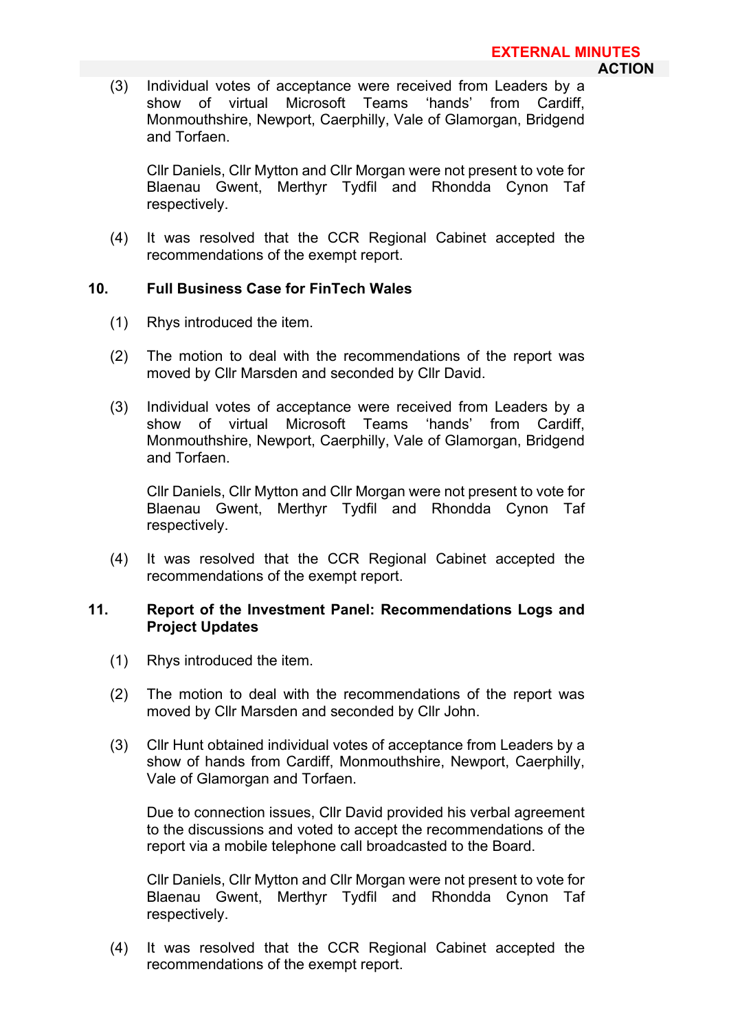(3) Individual votes of acceptance were received from Leaders by a show of virtual Microsoft Teams 'hands' from Cardiff, Monmouthshire, Newport, Caerphilly, Vale of Glamorgan, Bridgend and Torfaen.

Cllr Daniels, Cllr Mytton and Cllr Morgan were not present to vote for Blaenau Gwent, Merthyr Tydfil and Rhondda Cynon Taf respectively.

(4) It was resolved that the CCR Regional Cabinet accepted the recommendations of the exempt report.

**10. Full Business Case for FinTech Wales**

(1) Rhys introduced the item.

(2) The motion to deal with the recommendations of the report was moved by Cllr Marsden and seconded by Cllr David.

(3) Individual votes of acceptance were received from Leaders by a show of virtual Microsoft Teams 'hands' from Cardiff, Monmouthshire, Newport, Caerphilly, Vale of Glamorgan, Bridgend and Torfaen.

Cllr Daniels, Cllr Mytton and Cllr Morgan were not present to vote for Blaenau Gwent, Merthyr Tydfil and Rhondda Cynon Taf respectively.

(4) It was resolved that the CCR Regional Cabinet accepted the recommendations of the exempt report.

**11. Report of the Investment Panel: Recommendations Logs and Project Updates**

(1) Rhys introduced the item.

(2) The motion to deal with the recommendations of the report was moved by Cllr Marsden and seconded by Cllr John.

(3) Cllr Hunt obtained individual votes of acceptance from Leaders by a show of hands from Cardiff, Monmouthshire, Newport, Caerphilly, Vale of Glamorgan and Torfaen.

Due to connection issues, Cllr David provided his verbal agreement to the discussions and voted to accept the recommendations of the report via a mobile telephone call broadcasted to the Board.

Cllr Daniels, Cllr Mytton and Cllr Morgan were not present to vote for Blaenau Gwent, Merthyr Tydfil and Rhondda Cynon Taf respectively.

(4) It was resolved that the CCR Regional Cabinet accepted the recommendations of the exempt report.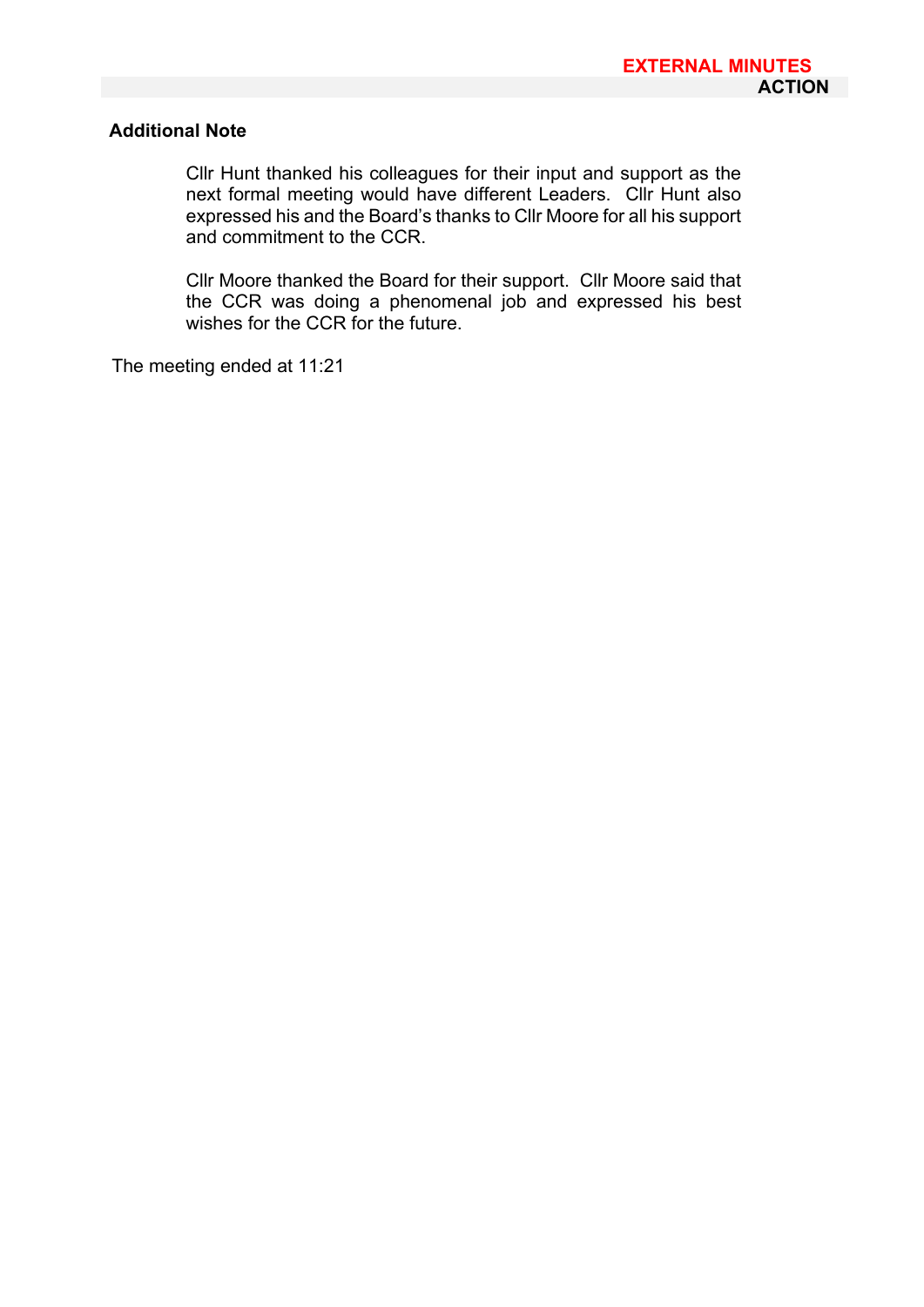### Additional Note

Cllr Hunt thanked his colleagues for their input and support as the next formal meeting would have different Leaders. Cllr Hunt also expressed his and the Board's thanks to Cllr Moore for all his support and commitment to the CCR.

Cllr Moore thanked the Board for their support. Cllr Moore said that the CCR was doing a phenomenal job and expressed his best wishes for the CCR for the future.

The meeting ended at 11:21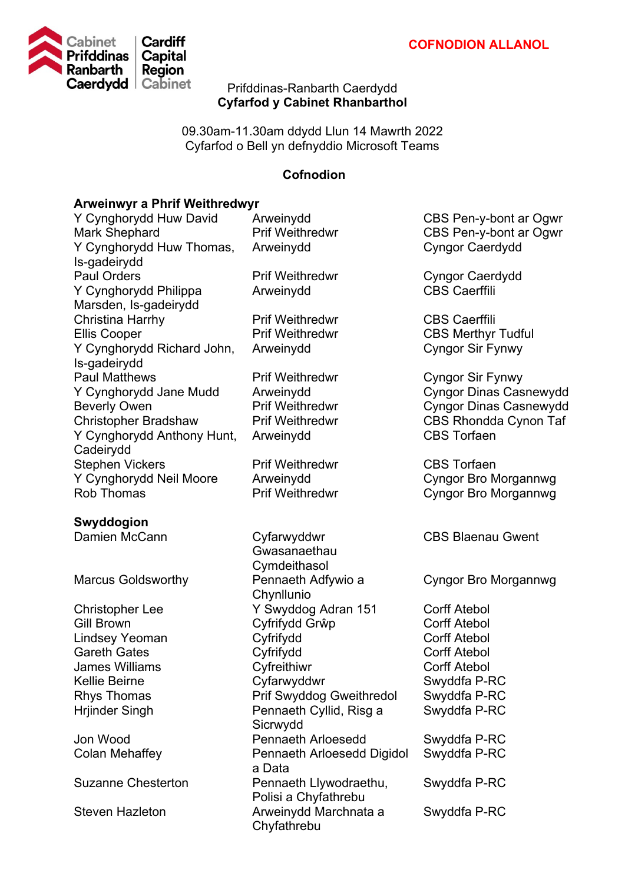Cabinet Prifddinas Ranbarth Caerdydd | Cardiff Capital Region Cabinet

**COFNODION ALLANOL**

Prifddinas-Ranbarth Caerdydd
**Cyfarfod y Cabinet Rhanbarthol**

09.30am-11.30am ddydd Llun 14 Mawrth 2022
Cyfarfod o Bell yn defnyddio Microsoft Teams

**Cofnodion**

| **Arweinwyr a Phrif Weithredwyr** | | |
|---|---|---|
| Y Cynghorydd Huw David | Arweinydd | CBS Pen-y-bont ar Ogwr |
| Mark Shephard | Prif Weithredwr | CBS Pen-y-bont ar Ogwr |
| Y Cynghorydd Huw Thomas, Is-gadeirydd | Arweinydd | Cyngor Caerdydd |
| Paul Orders | Prif Weithredwr | Cyngor Caerdydd |
| Y Cynghorydd Philippa Marsden, Is-gadeirydd | Arweinydd | CBS Caerffili |
| Christina Harrhy | Prif Weithredwr | CBS Caerffili |
| Ellis Cooper | Prif Weithredwr | CBS Merthyr Tudful |
| Y Cynghorydd Richard John, Is-gadeirydd | Arweinydd | Cyngor Sir Fynwy |
| Paul Matthews | Prif Weithredwr | Cyngor Sir Fynwy |
| Y Cynghorydd Jane Mudd | Arweinydd | Cyngor Dinas Casnewydd |
| Beverly Owen | Prif Weithredwr | Cyngor Dinas Casnewydd |
| Christopher Bradshaw | Prif Weithredwr | CBS Rhondda Cynon Taf |
| Y Cynghorydd Anthony Hunt, Cadeirydd | Arweinydd | CBS Torfaen |
| Stephen Vickers | Prif Weithredwr | CBS Torfaen |
| Y Cynghorydd Neil Moore | Arweinydd | Cyngor Bro Morgannwg |
| Rob Thomas | Prif Weithredwr | Cyngor Bro Morgannwg |
| **Swyddogion** | | |
| Damien McCann | Cyfarwyddwr Gwasanaethau Cymdeithasol | CBS Blaenau Gwent |
| Marcus Goldsworthy | Pennaeth Adfywio a Chynllunio | Cyngor Bro Morgannwg |
| Christopher Lee | Y Swyddog Adran 151 | Corff Atebol |
| Gill Brown | Cyfrifydd Grŵp | Corff Atebol |
| Lindsey Yeoman | Cyfrifydd | Corff Atebol |
| Gareth Gates | Cyfrifydd | Corff Atebol |
| James Williams | Cyfreithiwr | Corff Atebol |
| Kellie Beirne | Cyfarwyddwr | Swyddfa P-RC |
| Rhys Thomas | Prif Swyddog Gweithredol | Swyddfa P-RC |
| Hrjinder Singh | Pennaeth Cyllid, Risg a Sicrwydd | Swyddfa P-RC |
| Jon Wood | Pennaeth Arloesedd | Swyddfa P-RC |
| Colan Mehaffey | Pennaeth Arloesedd Digidol a Data | Swyddfa P-RC |
| Suzanne Chesterton | Pennaeth Llywodraethu, Polisi a Chyfathrebu | Swyddfa P-RC |
| Steven Hazleton | Arweinydd Marchnata a Chyfathrebu | Swyddfa P-RC |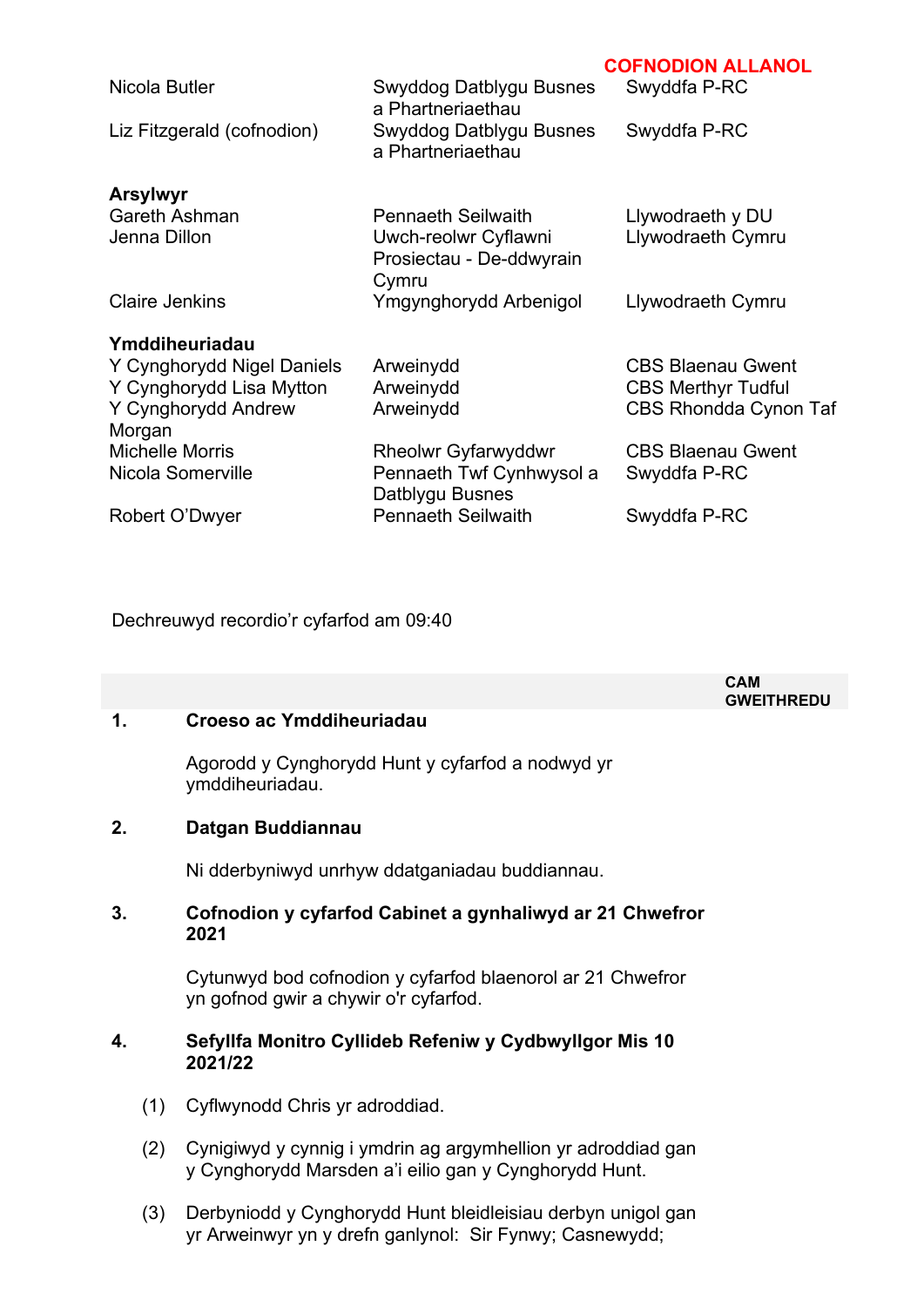**COFNODION ALLANOL**

| | | |
|---|---|---|
| Nicola Butler | Swyddog Datblygu Busnes a Phartneriaethau | Swyddfa P-RC |
| Liz Fitzgerald (cofnodion) | Swyddog Datblygu Busnes a Phartneriaethau | Swyddfa P-RC |
| **Arsylwyr** | | |
| Gareth Ashman | Pennaeth Seilwaith | Llywodraeth y DU |
| Jenna Dillon | Uwch-reolwr Cyflawni Prosiectau - De-ddwyrain Cymru | Llywodraeth Cymru |
| Claire Jenkins | Ymgynghorydd Arbenigol | Llywodraeth Cymru |
| **Ymddiheuriadau** | | |
| Y Cynghorydd Nigel Daniels | Arweinydd | CBS Blaenau Gwent |
| Y Cynghorydd Lisa Mytton | Arweinydd | CBS Merthyr Tudful |
| Y Cynghorydd Andrew Morgan | Arweinydd | CBS Rhondda Cynon Taf |
| Michelle Morris | Rheolwr Gyfarwyddwr | CBS Blaenau Gwent |
| Nicola Somerville | Pennaeth Twf Cynhwysol a Datblygu Busnes | Swyddfa P-RC |
| Robert O'Dwyer | Pennaeth Seilwaith | Swyddfa P-RC |

Dechreuwyd recordio'r cyfarfod am 09:40

| | | CAM GWEITHREDU |
|---|---|---|

**1. Croeso ac Ymddiheuriadau**

Agorodd y Cynghorydd Hunt y cyfarfod a nodwyd yr ymddiheuriadau.

**2. Datgan Buddiannau**

Ni dderbyniwyd unrhyw ddatganiadau buddiannau.

**3. Cofnodion y cyfarfod Cabinet a gynhaliwyd ar 21 Chwefror 2021**

Cytunwyd bod cofnodion y cyfarfod blaenorol ar 21 Chwefror yn gofnod gwir a chywir o'r cyfarfod.

**4. Sefyllfa Monitro Cyllideb Refeniw y Cydbwyllgor Mis 10 2021/22**

(1) Cyflwynodd Chris yr adroddiad.

(2) Cynigiwyd y cynnig i ymdrin ag argymhellion yr adroddiad gan y Cynghorydd Marsden a'i eilio gan y Cynghorydd Hunt.

(3) Derbyniodd y Cynghorydd Hunt bleidleisiau derbyn unigol gan yr Arweinwyr yn y drefn ganlynol: Sir Fynwy; Casnewydd;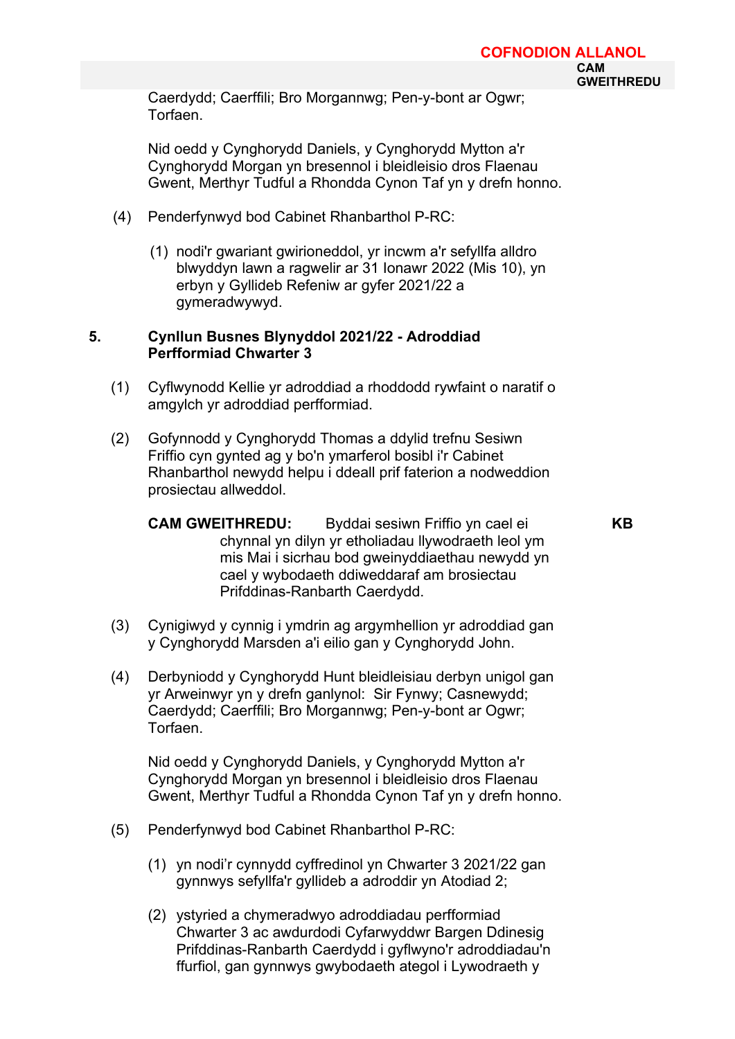Caerdydd; Caerffili; Bro Morgannwg; Pen-y-bont ar Ogwr; Torfaen.

Nid oedd y Cynghorydd Daniels, y Cynghorydd Mytton a'r Cynghorydd Morgan yn bresennol i bleidleisio dros Flaenau Gwent, Merthyr Tudful a Rhondda Cynon Taf yn y drefn honno.

(4) Penderfynwyd bod Cabinet Rhanbarthol P-RC:

(1) nodi'r gwariant gwirioneddol, yr incwm a'r sefyllfa alldro blwyddyn lawn a ragwelir ar 31 Ionawr 2022 (Mis 10), yn erbyn y Gyllideb Refeniw ar gyfer 2021/22 a gymeradwywyd.

**5. Cynllun Busnes Blynyddol 2021/22 - Adroddiad Perfformiad Chwarter 3**

(1) Cyflwynodd Kellie yr adroddiad a rhoddodd rywfaint o naratif o amgylch yr adroddiad perfformiad.

(2) Gofynnodd y Cynghorydd Thomas a ddylid trefnu Sesiwn Friffio cyn gynted ag y bo'n ymarferol bosibl i'r Cabinet Rhanbarthol newydd helpu i ddeall prif faterion a nodweddion prosiectau allweddol.

**CAM GWEITHREDU:** Byddai sesiwn Friffio yn cael ei chynnal yn dilyn yr etholiadau llywodraeth leol ym mis Mai i sicrhau bod gweinyddiaethau newydd yn cael y wybodaeth ddiweddaraf am brosiectau Prifddinas-Ranbarth Caerdydd. — **KB**

(3) Cynigiwyd y cynnig i ymdrin ag argymhellion yr adroddiad gan y Cynghorydd Marsden a'i eilio gan y Cynghorydd John.

(4) Derbyniodd y Cynghorydd Hunt bleidleisiau derbyn unigol gan yr Arweinwyr yn y drefn ganlynol: Sir Fynwy; Casnewydd; Caerdydd; Caerffili; Bro Morgannwg; Pen-y-bont ar Ogwr; Torfaen.

Nid oedd y Cynghorydd Daniels, y Cynghorydd Mytton a'r Cynghorydd Morgan yn bresennol i bleidleisio dros Flaenau Gwent, Merthyr Tudful a Rhondda Cynon Taf yn y drefn honno.

(5) Penderfynwyd bod Cabinet Rhanbarthol P-RC:

(1) yn nodi'r cynnydd cyffredinol yn Chwarter 3 2021/22 gan gynnwys sefyllfa'r gyllideb a adroddir yn Atodiad 2;

(2) ystyried a chymeradwyo adroddiadau perfformiad Chwarter 3 ac awdurdodi Cyfarwyddwr Bargen Ddinesig Prifddinas-Ranbarth Caerdydd i gyflwyno'r adroddiadau'n ffurfiol, gan gynnwys gwybodaeth ategol i Lywodraeth y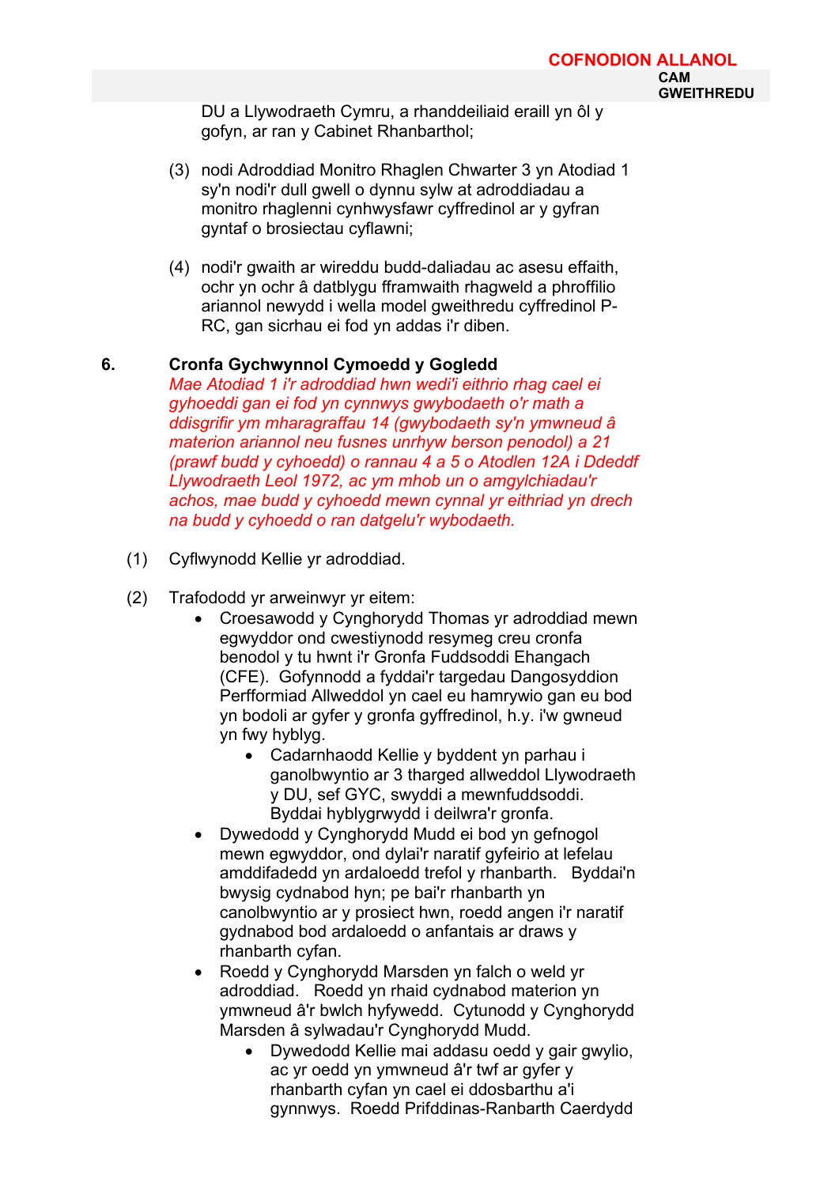DU a Llywodraeth Cymru, a rhanddeiliaid eraill yn ôl y gofyn, ar ran y Cabinet Rhanbarthol;

(3) nodi Adroddiad Monitro Rhaglen Chwarter 3 yn Atodiad 1 sy'n nodi'r dull gwell o dynnu sylw at adroddiadau a monitro rhaglenni cynhwysfawr cyffredinol ar y gyfran gyntaf o brosiectau cyflawni;

(4) nodi'r gwaith ar wireddu budd-daliadau ac asesu effaith, ochr yn ochr â datblygu fframwaith rhagweld a phroffilio ariannol newydd i wella model gweithredu cyffredinol P-RC, gan sicrhau ei fod yn addas i'r diben.

## 6. Cronfa Gychwynnol Cymoedd y Gogledd

*Mae Atodiad 1 i'r adroddiad hwn wedi'i eithrio rhag cael ei gyhoeddi gan ei fod yn cynnwys gwybodaeth o'r math a ddisgrifir ym mharagraffau 14 (gwybodaeth sy'n ymwneud â materion ariannol neu fusnes unrhyw berson penodol) a 21 (prawf budd y cyhoedd) o rannau 4 a 5 o Atodlen 12A i Ddeddf Llywodraeth Leol 1972, ac ym mhob un o amgylchiadau'r achos, mae budd y cyhoedd mewn cynnal yr eithriad yn drech na budd y cyhoedd o ran datgelu'r wybodaeth.*

(1) Cyflwynodd Kellie yr adroddiad.

(2) Trafododd yr arweinwyr yr eitem:

- Croesawodd y Cynghorydd Thomas yr adroddiad mewn egwyddor ond cwestiynodd resymeg creu cronfa benodol y tu hwnt i'r Gronfa Fuddsoddi Ehangach (CFE). Gofynnodd a fyddai'r targedau Dangosyddion Perfformiad Allweddol yn cael eu hamrywio gan eu bod yn bodoli ar gyfer y gronfa gyffredinol, h.y. i'w gwneud yn fwy hyblyg.
  - Cadarnhaodd Kellie y byddent yn parhau i ganolbwyntio ar 3 tharged allweddol Llywodraeth y DU, sef GYC, swyddi a mewnfuddsoddi. Byddai hyblygrwydd i deilwra'r gronfa.
- Dywedodd y Cynghorydd Mudd ei bod yn gefnogol mewn egwyddor, ond dylai'r naratif gyfeirio at lefelau amddifadedd yn ardaloedd trefol y rhanbarth. Byddai'n bwysig cydnabod hyn; pe bai'r rhanbarth yn canolbwyntio ar y prosiect hwn, roedd angen i'r naratif gydnabod bod ardaloedd o anfantais ar draws y rhanbarth cyfan.
- Roedd y Cynghorydd Marsden yn falch o weld yr adroddiad. Roedd yn rhaid cydnabod materion yn ymwneud â'r bwlch hyfywedd. Cytunodd y Cynghorydd Marsden â sylwadau'r Cynghorydd Mudd.
  - Dywedodd Kellie mai addasu oedd y gair gwylio, ac yr oedd yn ymwneud â'r twf ar gyfer y rhanbarth cyfan yn cael ei ddosbarthu a'i gynnwys. Roedd Prifddinas-Ranbarth Caerdydd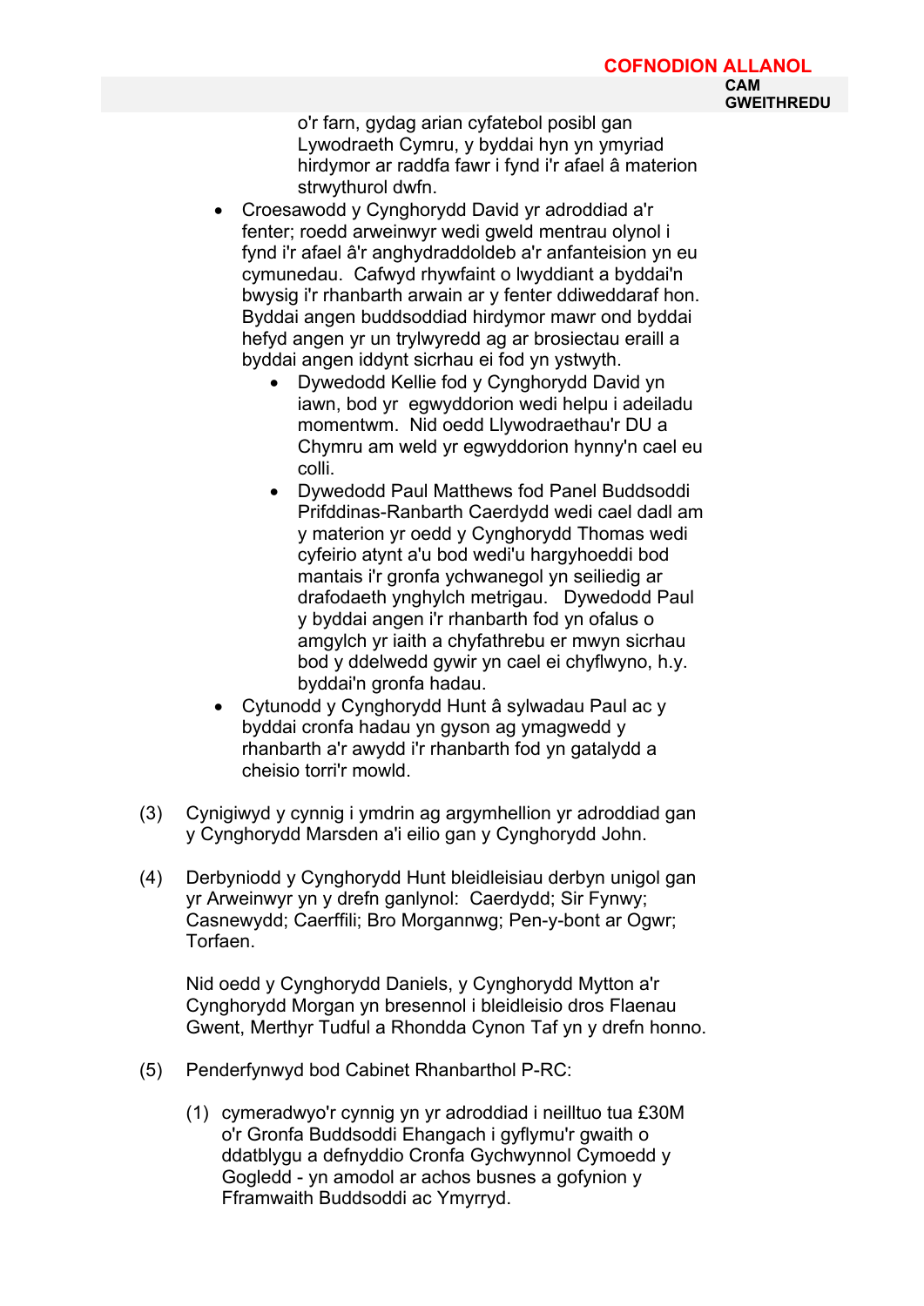o'r farn, gydag arian cyfatebol posibl gan Lywodraeth Cymru, y byddai hyn yn ymyriad hirdymor ar raddfa fawr i fynd i'r afael â materion strwythurol dwfn.

- Croesawodd y Cynghorydd David yr adroddiad a'r fenter; roedd arweinwyr wedi gweld mentrau olynol i fynd i'r afael â'r anghydraddoldeb a'r anfanteision yn eu cymunedau. Cafwyd rhywfaint o lwyddiant a byddai'n bwysig i'r rhanbarth arwain ar y fenter ddiweddaraf hon. Byddai angen buddsoddiad hirdymor mawr ond byddai hefyd angen yr un trylwyredd ag ar brosiectau eraill a byddai angen iddynt sicrhau ei fod yn ystwyth.
    - Dywedodd Kellie fod y Cynghorydd David yn iawn, bod yr egwyddorion wedi helpu i adeiladu momentwm. Nid oedd Llywodraethau'r DU a Chymru am weld yr egwyddorion hynny'n cael eu colli.
    - Dywedodd Paul Matthews fod Panel Buddsoddi Prifddinas-Ranbarth Caerdydd wedi cael dadl am y materion yr oedd y Cynghorydd Thomas wedi cyfeirio atynt a'u bod wedi'u hargyhoeddi bod mantais i'r gronfa ychwanegol yn seiliedig ar drafodaeth ynghylch metrigau. Dywedodd Paul y byddai angen i'r rhanbarth fod yn ofalus o amgylch yr iaith a chyfathrebu er mwyn sicrhau bod y ddelwedd gywir yn cael ei chyflwyno, h.y. byddai'n gronfa hadau.
- Cytunodd y Cynghorydd Hunt â sylwadau Paul ac y byddai cronfa hadau yn gyson ag ymagwedd y rhanbarth a'r awydd i'r rhanbarth fod yn gatalydd a cheisio torri'r mowld.

(3) Cynigiwyd y cynnig i ymdrin ag argymhellion yr adroddiad gan y Cynghorydd Marsden a'i eilio gan y Cynghorydd John.

(4) Derbyniodd y Cynghorydd Hunt bleidleisiau derbyn unigol gan yr Arweinwyr yn y drefn ganlynol: Caerdydd; Sir Fynwy; Casnewydd; Caerffili; Bro Morgannwg; Pen-y-bont ar Ogwr; Torfaen.

Nid oedd y Cynghorydd Daniels, y Cynghorydd Mytton a'r Cynghorydd Morgan yn bresennol i bleidleisio dros Flaenau Gwent, Merthyr Tudful a Rhondda Cynon Taf yn y drefn honno.

(5) Penderfynwyd bod Cabinet Rhanbarthol P-RC:

(1) cymeradwyo'r cynnig yn yr adroddiad i neilltuo tua £30M o'r Gronfa Buddsoddi Ehangach i gyflymu'r gwaith o ddatblygu a defnyddio Cronfa Gychwynnol Cymoedd y Gogledd - yn amodol ar achos busnes a gofynion y Fframwaith Buddsoddi ac Ymyrryd.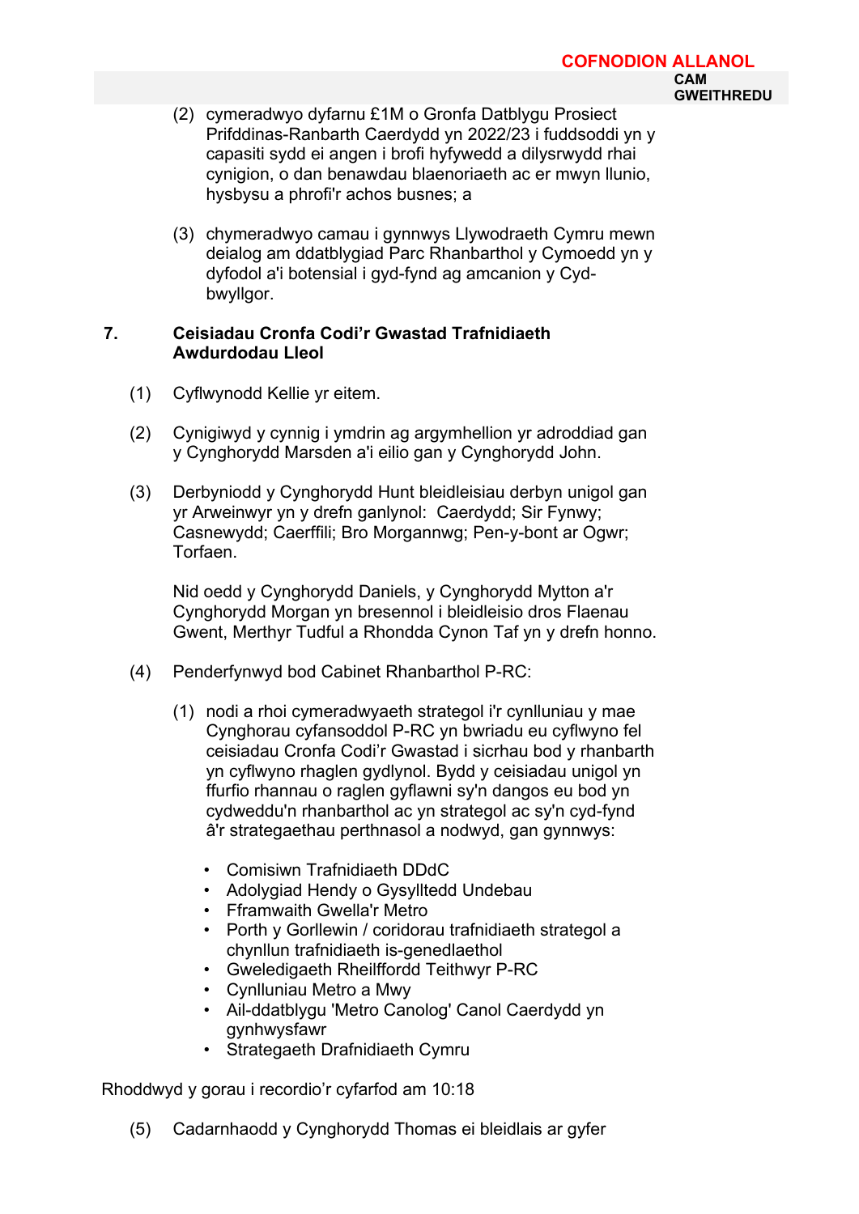(2) cymeradwyo dyfarnu £1M o Gronfa Datblygu Prosiect Prifddinas-Ranbarth Caerdydd yn 2022/23 i fuddsoddi yn y capasiti sydd ei angen i brofi hyfywedd a dilysrwydd rhai cynigion, o dan benawdau blaenoriaeth ac er mwyn llunio, hysbysu a phrofi'r achos busnes; a

(3) chymeradwyo camau i gynnwys Llywodraeth Cymru mewn deialog am ddatblygiad Parc Rhanbarthol y Cymoedd yn y dyfodol a'i botensial i gyd-fynd ag amcanion y Cyd-bwyllgor.

## 7. Ceisiadau Cronfa Codi'r Gwastad Trafnidiaeth Awdurdodau Lleol

(1) Cyflwynodd Kellie yr eitem.

(2) Cynigiwyd y cynnig i ymdrin ag argymhellion yr adroddiad gan y Cynghorydd Marsden a'i eilio gan y Cynghorydd John.

(3) Derbyniodd y Cynghorydd Hunt bleidleisiau derbyn unigol gan yr Arweinwyr yn y drefn ganlynol: Caerdydd; Sir Fynwy; Casnewydd; Caerffili; Bro Morgannwg; Pen-y-bont ar Ogwr; Torfaen.

Nid oedd y Cynghorydd Daniels, y Cynghorydd Mytton a'r Cynghorydd Morgan yn bresennol i bleidleisio dros Flaenau Gwent, Merthyr Tudful a Rhondda Cynon Taf yn y drefn honno.

(4) Penderfynwyd bod Cabinet Rhanbarthol P-RC:

(1) nodi a rhoi cymeradwyaeth strategol i'r cynlluniau y mae Cynghorau cyfansoddol P-RC yn bwriadu eu cyflwyno fel ceisiadau Cronfa Codi'r Gwastad i sicrhau bod y rhanbarth yn cyflwyno rhaglen gydlynol. Bydd y ceisiadau unigol yn ffurfio rhannau o raglen gyflawni sy'n dangos eu bod yn cydweddu'n rhanbarthol ac yn strategol ac sy'n cyd-fynd â'r strategaethau perthnasol a nodwyd, gan gynnwys:

- Comisiwn Trafnidiaeth DDdC
- Adolygiad Hendy o Gysylltedd Undebau
- Fframwaith Gwella'r Metro
- Porth y Gorllewin / coridorau trafnidiaeth strategol a chynllun trafnidiaeth is-genedlaethol
- Gweledigaeth Rheilffordd Teithwyr P-RC
- Cynlluniau Metro a Mwy
- Ail-ddatblygu 'Metro Canolog' Canol Caerdydd yn gynhwysfawr
- Strategaeth Drafnidiaeth Cymru

Rhoddwyd y gorau i recordio'r cyfarfod am 10:18

(5) Cadarnhaodd y Cynghorydd Thomas ei bleidlais ar gyfer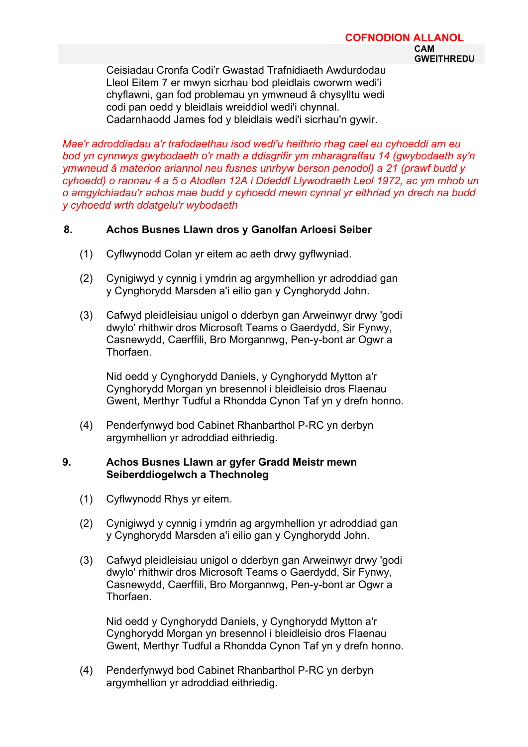Ceisiadau Cronfa Codi'r Gwastad Trafnidiaeth Awdurdodau Lleol Eitem 7 er mwyn sicrhau bod pleidlais cworwm wedi'i chyflawni, gan fod problemau yn ymwneud â chysylltu wedi codi pan oedd y bleidlais wreiddiol wedi'i chynnal. Cadarnhaodd James fod y bleidlais wedi'i sicrhau'n gywir.

*Mae'r adroddiadau a'r trafodaethau isod wedi'u heithrio rhag cael eu cyhoeddi am eu bod yn cynnwys gwybodaeth o'r math a ddisgrifir ym mharagraffau 14 (gwybodaeth sy'n ymwneud â materion ariannol neu fusnes unrhyw berson penodol) a 21 (prawf budd y cyhoedd) o rannau 4 a 5 o Atodlen 12A i Ddeddf Llywodraeth Leol 1972, ac ym mhob un o amgylchiadau'r achos mae budd y cyhoedd mewn cynnal yr eithriad yn drech na budd y cyhoedd wrth ddatgelu'r wybodaeth*

## 8. Achos Busnes Llawn dros y Ganolfan Arloesi Seiber

(1) Cyflwynodd Colan yr eitem ac aeth drwy gyflwyniad.

(2) Cynigiwyd y cynnig i ymdrin ag argymhellion yr adroddiad gan y Cynghorydd Marsden a'i eilio gan y Cynghorydd John.

(3) Cafwyd pleidleisiau unigol o dderbyn gan Arweinwyr drwy 'godi dwylo' rhithwir dros Microsoft Teams o Gaerdydd, Sir Fynwy, Casnewydd, Caerffili, Bro Morgannwg, Pen-y-bont ar Ogwr a Thorfaen.

Nid oedd y Cynghorydd Daniels, y Cynghorydd Mytton a'r Cynghorydd Morgan yn bresennol i bleidleisio dros Flaenau Gwent, Merthyr Tudful a Rhondda Cynon Taf yn y drefn honno.

(4) Penderfynwyd bod Cabinet Rhanbarthol P-RC yn derbyn argymhellion yr adroddiad eithriedig.

## 9. Achos Busnes Llawn ar gyfer Gradd Meistr mewn Seiberddiogelwch a Thechnoleg

(1) Cyflwynodd Rhys yr eitem.

(2) Cynigiwyd y cynnig i ymdrin ag argymhellion yr adroddiad gan y Cynghorydd Marsden a'i eilio gan y Cynghorydd John.

(3) Cafwyd pleidleisiau unigol o dderbyn gan Arweinwyr drwy 'godi dwylo' rhithwir dros Microsoft Teams o Gaerdydd, Sir Fynwy, Casnewydd, Caerffili, Bro Morgannwg, Pen-y-bont ar Ogwr a Thorfaen.

Nid oedd y Cynghorydd Daniels, y Cynghorydd Mytton a'r Cynghorydd Morgan yn bresennol i bleidleisio dros Flaenau Gwent, Merthyr Tudful a Rhondda Cynon Taf yn y drefn honno.

(4) Penderfynwyd bod Cabinet Rhanbarthol P-RC yn derbyn argymhellion yr adroddiad eithriedig.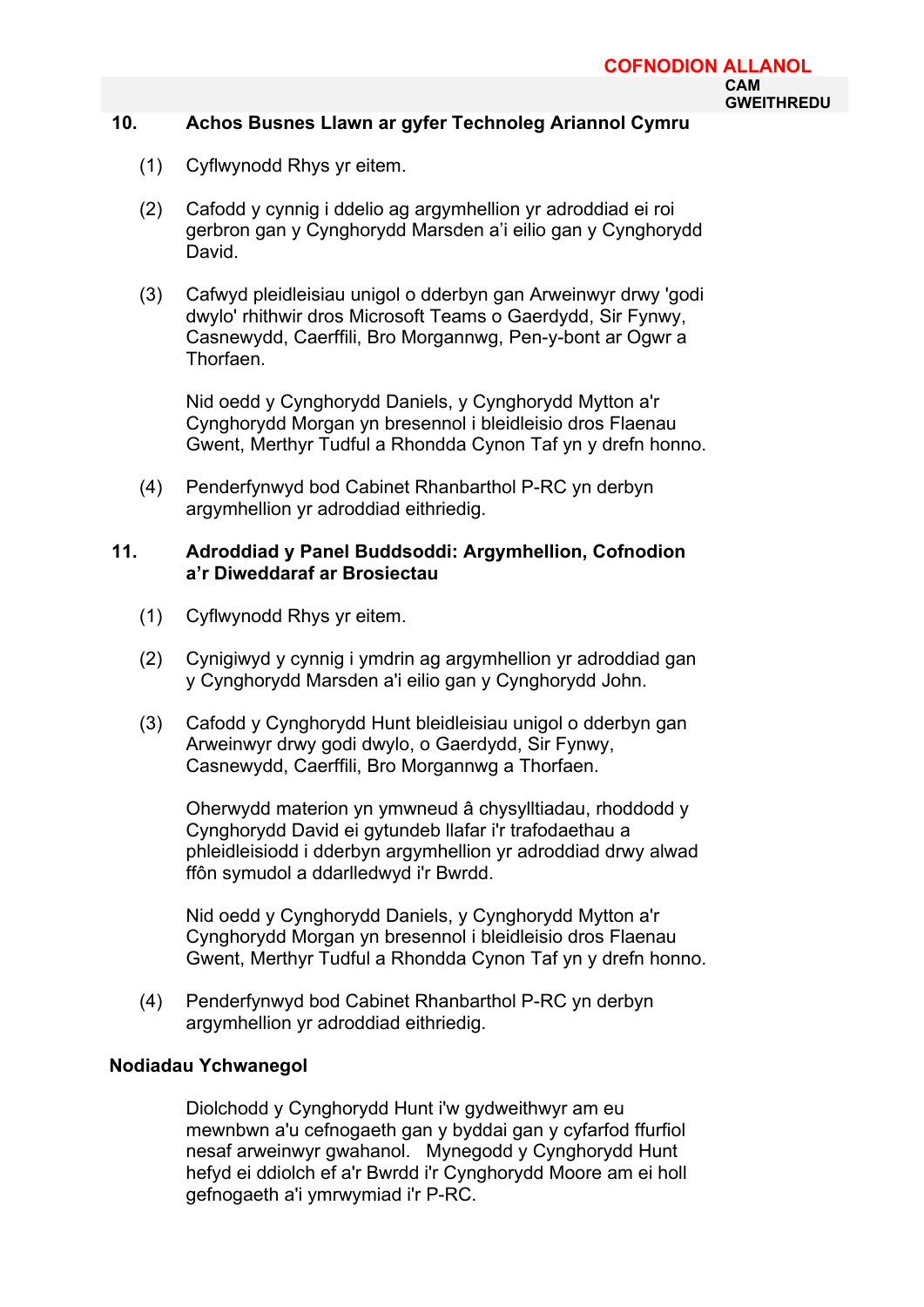## 10. Achos Busnes Llawn ar gyfer Technoleg Ariannol Cymru

(1) Cyflwynodd Rhys yr eitem.

(2) Cafodd y cynnig i ddelio ag argymhellion yr adroddiad ei roi gerbron gan y Cynghorydd Marsden a'i eilio gan y Cynghorydd David.

(3) Cafwyd pleidleisiau unigol o dderbyn gan Arweinwyr drwy 'godi dwylo' rhithwir dros Microsoft Teams o Gaerdydd, Sir Fynwy, Casnewydd, Caerffili, Bro Morgannwg, Pen-y-bont ar Ogwr a Thorfaen.

Nid oedd y Cynghorydd Daniels, y Cynghorydd Mytton a'r Cynghorydd Morgan yn bresennol i bleidleisio dros Flaenau Gwent, Merthyr Tudful a Rhondda Cynon Taf yn y drefn honno.

(4) Penderfynwyd bod Cabinet Rhanbarthol P-RC yn derbyn argymhellion yr adroddiad eithriedig.

## 11. Adroddiad y Panel Buddsoddi: Argymhellion, Cofnodion a'r Diweddaraf ar Brosiectau

(1) Cyflwynodd Rhys yr eitem.

(2) Cynigiwyd y cynnig i ymdrin ag argymhellion yr adroddiad gan y Cynghorydd Marsden a'i eilio gan y Cynghorydd John.

(3) Cafodd y Cynghorydd Hunt bleidleisiau unigol o dderbyn gan Arweinwyr drwy godi dwylo, o Gaerdydd, Sir Fynwy, Casnewydd, Caerffili, Bro Morgannwg a Thorfaen.

Oherwydd materion yn ymwneud â chysylltiadau, rhoddodd y Cynghorydd David ei gytundeb llafar i'r trafodaethau a phleidleisiodd i dderbyn argymhellion yr adroddiad drwy alwad ffôn symudol a ddarlledwyd i'r Bwrdd.

Nid oedd y Cynghorydd Daniels, y Cynghorydd Mytton a'r Cynghorydd Morgan yn bresennol i bleidleisio dros Flaenau Gwent, Merthyr Tudful a Rhondda Cynon Taf yn y drefn honno.

(4) Penderfynwyd bod Cabinet Rhanbarthol P-RC yn derbyn argymhellion yr adroddiad eithriedig.

### Nodiadau Ychwanegol

Diolchodd y Cynghorydd Hunt i'w gydweithwyr am eu mewnbwn a'u cefnogaeth gan y byddai gan y cyfarfod ffurfiol nesaf arweinwyr gwahanol. Mynegodd y Cynghorydd Hunt hefyd ei ddiolch ef a'r Bwrdd i'r Cynghorydd Moore am ei holl gefnogaeth a'i ymrwymiad i'r P-RC.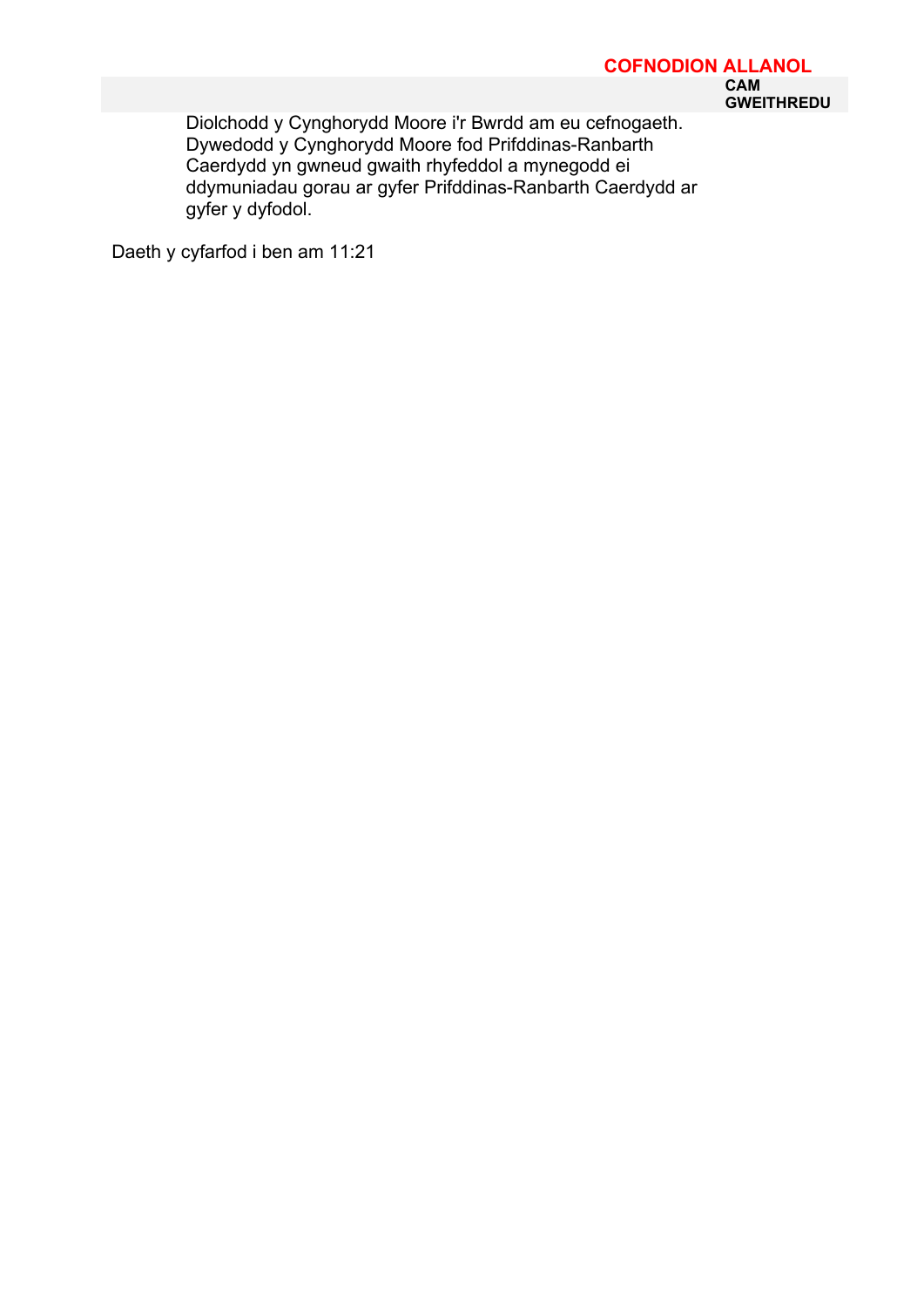Diolchodd y Cynghorydd Moore i'r Bwrdd am eu cefnogaeth. Dywedodd y Cynghorydd Moore fod Prifddinas-Ranbarth Caerdydd yn gwneud gwaith rhyfeddol a mynegodd ei ddymuniadau gorau ar gyfer Prifddinas-Ranbarth Caerdydd ar gyfer y dyfodol.

Daeth y cyfarfod i ben am 11:21